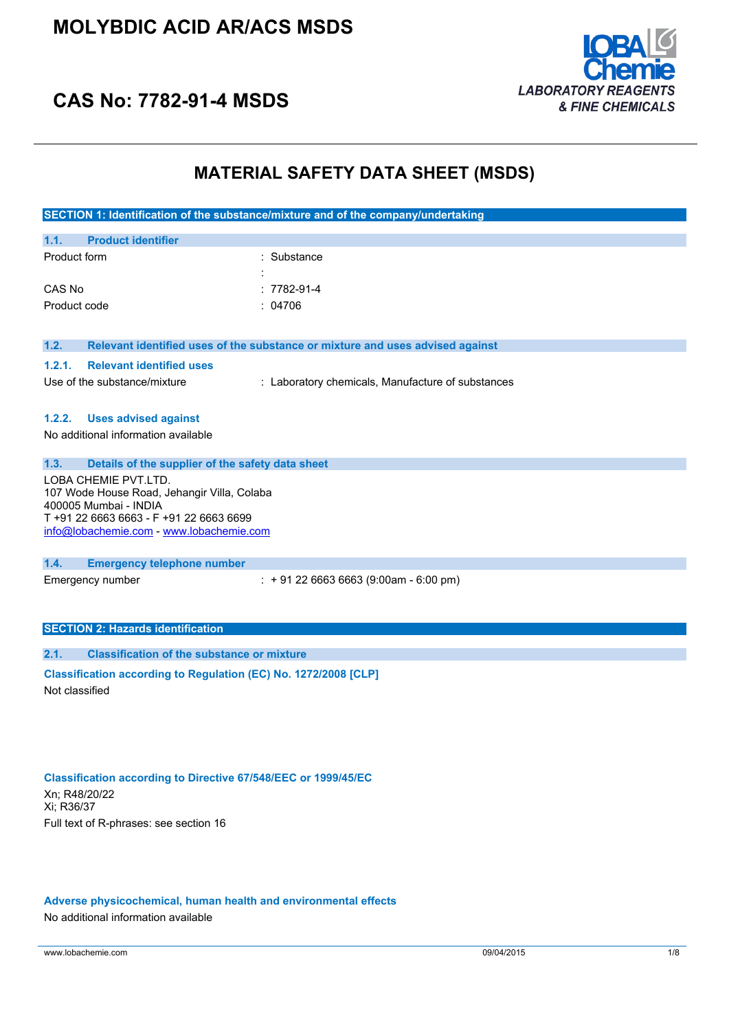# MOLYBDIC ACID AR/ACS MSDS

## CAS No: 7782-91-4 MSDS

LOBA Chemie — LABORATORY REAGENTS & FINE CHEMICALS

# MATERIAL SAFETY DATA SHEET (MSDS)

## SECTION 1: Identification of the substance/mixture and of the company/undertaking

### 1.1. Product identifier

| | |
|---|---|
| Product form | : Substance |
| | : |
| CAS No | : 7782-91-4 |
| Product code | : 04706 |

### 1.2. Relevant identified uses of the substance or mixture and uses advised against

#### 1.2.1. Relevant identified uses

Use of the substance/mixture : Laboratory chemicals, Manufacture of substances

#### 1.2.2. Uses advised against

No additional information available

### 1.3. Details of the supplier of the safety data sheet

LOBA CHEMIE PVT.LTD.
107 Wode House Road, Jehangir Villa, Colaba
400005 Mumbai - INDIA
T +91 22 6663 6663 - F +91 22 6663 6699
info@lobachemie.com - www.lobachemie.com

### 1.4. Emergency telephone number

Emergency number : + 91 22 6663 6663 (9:00am - 6:00 pm)

## SECTION 2: Hazards identification

### 2.1. Classification of the substance or mixture

**Classification according to Regulation (EC) No. 1272/2008 [CLP]**

Not classified

**Classification according to Directive 67/548/EEC or 1999/45/EC**

Xn; R48/20/22
Xi; R36/37
Full text of R-phrases: see section 16

**Adverse physicochemical, human health and environmental effects**

No additional information available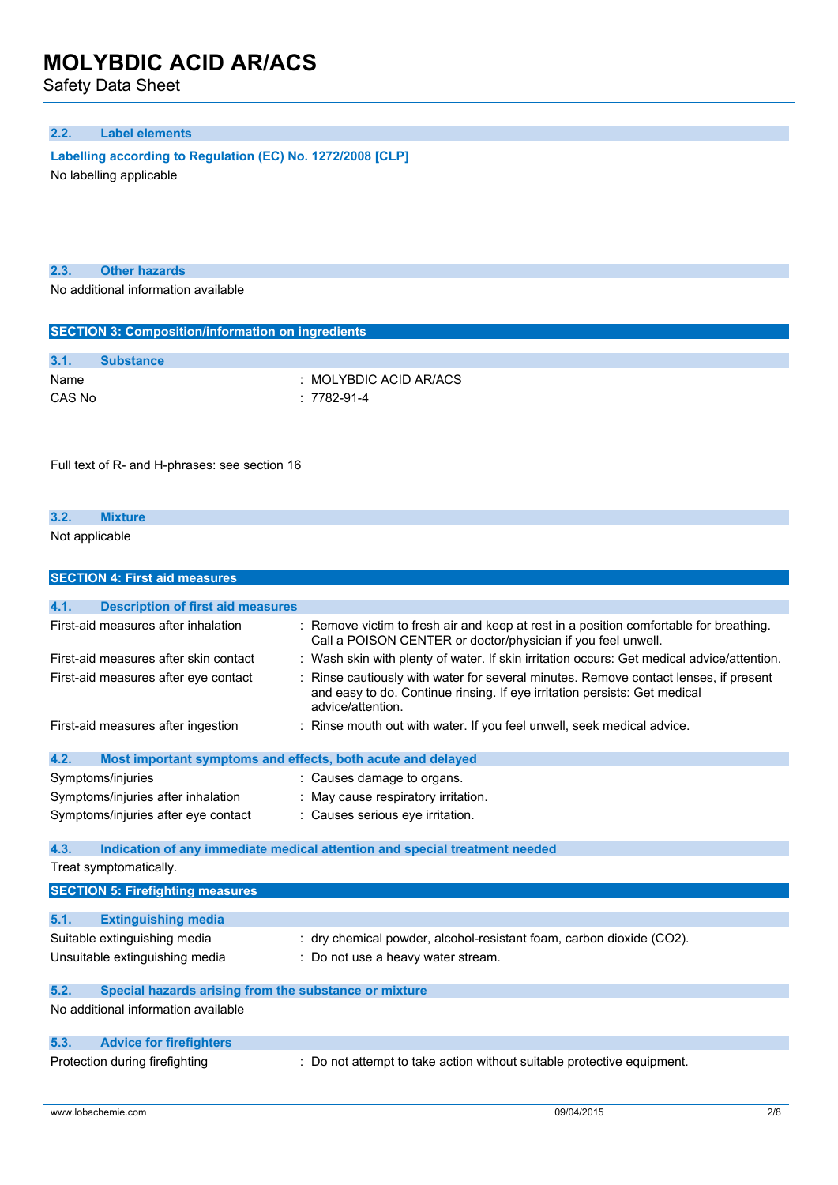### 2.2. Label elements

**Labelling according to Regulation (EC) No. 1272/2008 [CLP]**

No labelling applicable

### 2.3. Other hazards

No additional information available

## SECTION 3: Composition/information on ingredients

### 3.1. Substance

| | |
|---|---|
| Name | : MOLYBDIC ACID AR/ACS |
| CAS No | : 7782-91-4 |

Full text of R- and H-phrases: see section 16

### 3.2. Mixture

Not applicable

## SECTION 4: First aid measures

### 4.1. Description of first aid measures

| | |
|---|---|
| First-aid measures after inhalation | : Remove victim to fresh air and keep at rest in a position comfortable for breathing. Call a POISON CENTER or doctor/physician if you feel unwell. |
| First-aid measures after skin contact | : Wash skin with plenty of water. If skin irritation occurs: Get medical advice/attention. |
| First-aid measures after eye contact | : Rinse cautiously with water for several minutes. Remove contact lenses, if present and easy to do. Continue rinsing. If eye irritation persists: Get medical advice/attention. |
| First-aid measures after ingestion | : Rinse mouth out with water. If you feel unwell, seek medical advice. |

### 4.2. Most important symptoms and effects, both acute and delayed

| | |
|---|---|
| Symptoms/injuries | : Causes damage to organs. |
| Symptoms/injuries after inhalation | : May cause respiratory irritation. |
| Symptoms/injuries after eye contact | : Causes serious eye irritation. |

### 4.3. Indication of any immediate medical attention and special treatment needed

Treat symptomatically.

## SECTION 5: Firefighting measures

### 5.1. Extinguishing media

| | |
|---|---|
| Suitable extinguishing media | : dry chemical powder, alcohol-resistant foam, carbon dioxide ($CO_2$). |
| Unsuitable extinguishing media | : Do not use a heavy water stream. |

### 5.2. Special hazards arising from the substance or mixture

No additional information available

### 5.3. Advice for firefighters

| | |
|---|---|
| Protection during firefighting | : Do not attempt to take action without suitable protective equipment. |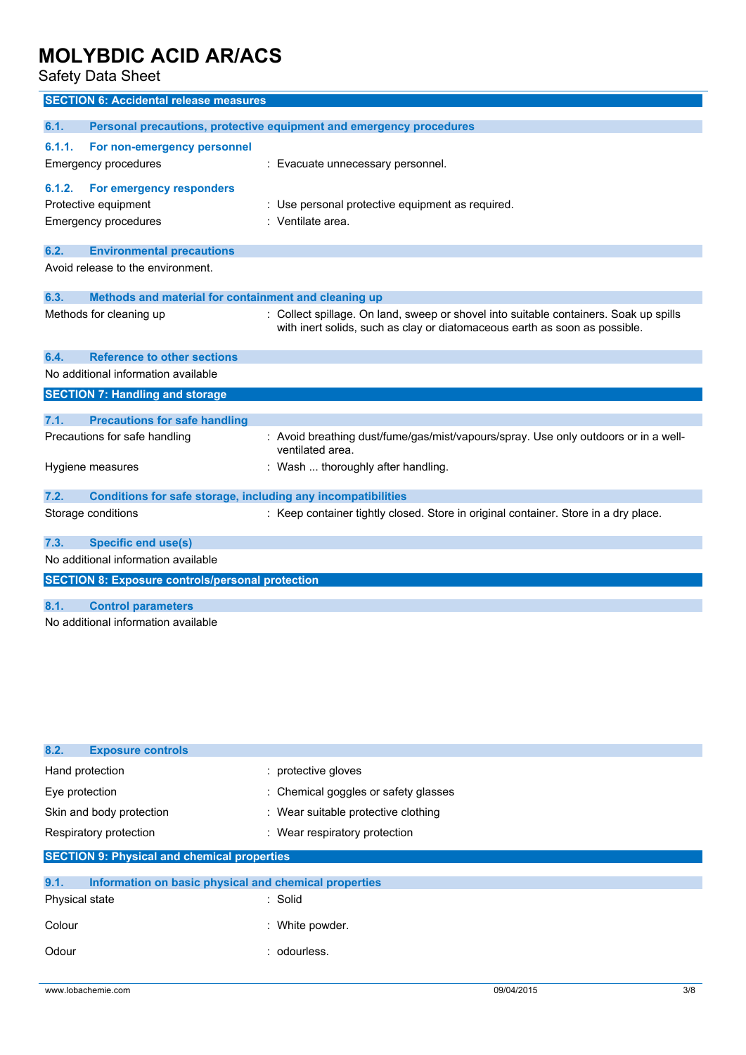## SECTION 6: Accidental release measures

### 6.1. Personal precautions, protective equipment and emergency procedures

#### 6.1.1. For non-emergency personnel

Emergency procedures : Evacuate unnecessary personnel.

#### 6.1.2. For emergency responders

Protective equipment : Use personal protective equipment as required.

Emergency procedures : Ventilate area.

### 6.2. Environmental precautions

Avoid release to the environment.

### 6.3. Methods and material for containment and cleaning up

Methods for cleaning up : Collect spillage. On land, sweep or shovel into suitable containers. Soak up spills with inert solids, such as clay or diatomaceous earth as soon as possible.

### 6.4. Reference to other sections

No additional information available

## SECTION 7: Handling and storage

### 7.1. Precautions for safe handling

Precautions for safe handling : Avoid breathing dust/fume/gas/mist/vapours/spray. Use only outdoors or in a well-ventilated area.

Hygiene measures : Wash ... thoroughly after handling.

### 7.2. Conditions for safe storage, including any incompatibilities

Storage conditions : Keep container tightly closed. Store in original container. Store in a dry place.

### 7.3. Specific end use(s)

No additional information available

## SECTION 8: Exposure controls/personal protection

### 8.1. Control parameters

No additional information available

### 8.2. Exposure controls

Hand protection : protective gloves

Eye protection : Chemical goggles or safety glasses

Skin and body protection : Wear suitable protective clothing

Respiratory protection : Wear respiratory protection

## SECTION 9: Physical and chemical properties

### 9.1. Information on basic physical and chemical properties

Physical state : Solid

Colour : White powder.

Odour : odourless.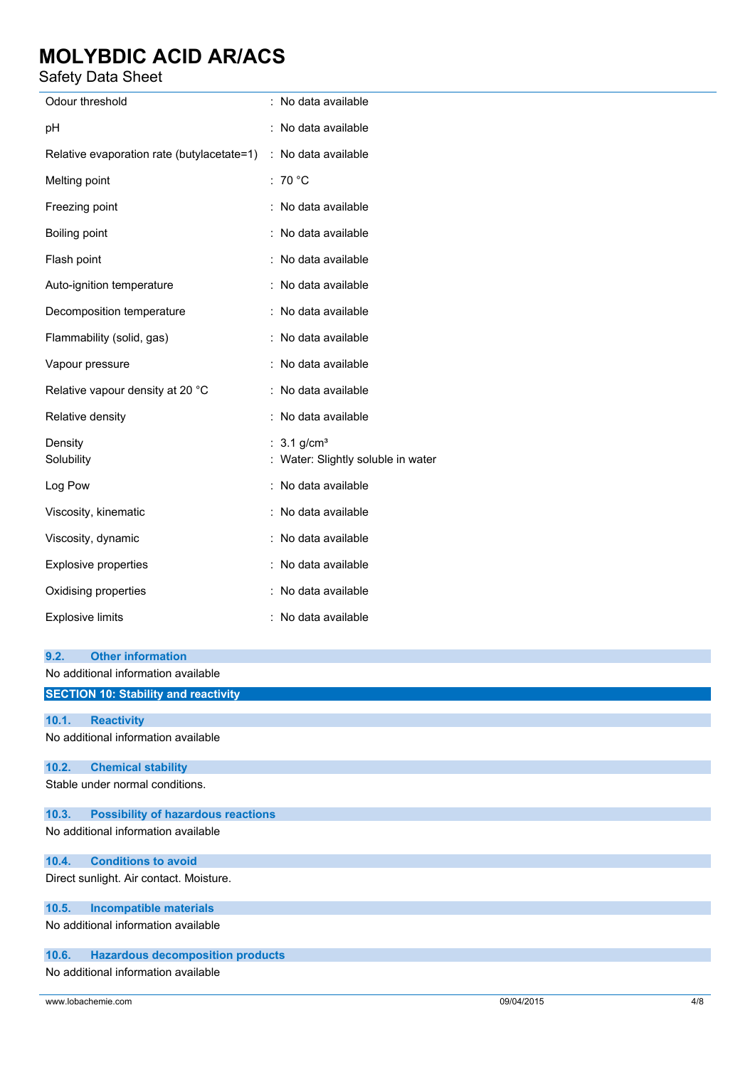| | |
|---|---|
| Odour threshold | : No data available |
| pH | : No data available |
| Relative evaporation rate (butylacetate=1) | : No data available |
| Melting point | : 70 °C |
| Freezing point | : No data available |
| Boiling point | : No data available |
| Flash point | : No data available |
| Auto-ignition temperature | : No data available |
| Decomposition temperature | : No data available |
| Flammability (solid, gas) | : No data available |
| Vapour pressure | : No data available |
| Relative vapour density at 20 °C | : No data available |
| Relative density | : No data available |
| Density | : 3.1 g/cm³ |
| Solubility | : Water: Slightly soluble in water |
| Log Pow | : No data available |
| Viscosity, kinematic | : No data available |
| Viscosity, dynamic | : No data available |
| Explosive properties | : No data available |
| Oxidising properties | : No data available |
| Explosive limits | : No data available |

### 9.2. Other information

No additional information available

## SECTION 10: Stability and reactivity

### 10.1. Reactivity

No additional information available

### 10.2. Chemical stability

Stable under normal conditions.

### 10.3. Possibility of hazardous reactions

No additional information available

### 10.4. Conditions to avoid

Direct sunlight. Air contact. Moisture.

### 10.5. Incompatible materials

No additional information available

### 10.6. Hazardous decomposition products

No additional information available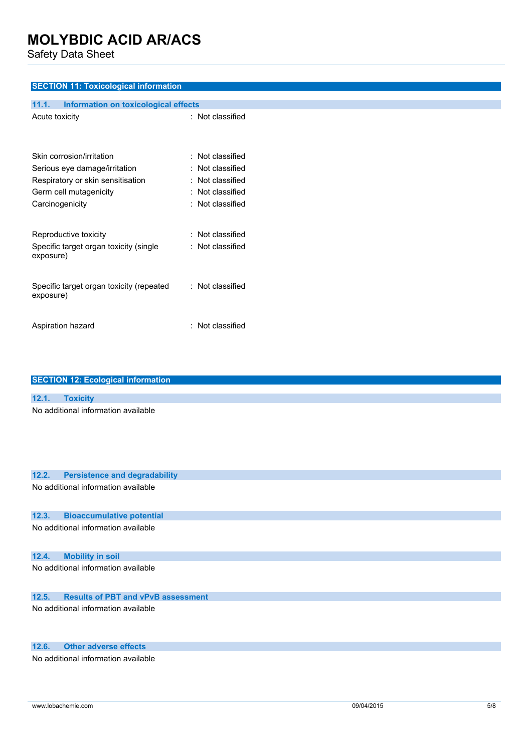## SECTION 11: Toxicological information

### 11.1. Information on toxicological effects

| | |
|---|---|
| Acute toxicity | : Not classified |
| Skin corrosion/irritation | : Not classified |
| Serious eye damage/irritation | : Not classified |
| Respiratory or skin sensitisation | : Not classified |
| Germ cell mutagenicity | : Not classified |
| Carcinogenicity | : Not classified |
| Reproductive toxicity | : Not classified |
| Specific target organ toxicity (single exposure) | : Not classified |
| Specific target organ toxicity (repeated exposure) | : Not classified |
| Aspiration hazard | : Not classified |

## SECTION 12: Ecological information

### 12.1. Toxicity

No additional information available

### 12.2. Persistence and degradability

No additional information available

### 12.3. Bioaccumulative potential

No additional information available

### 12.4. Mobility in soil

No additional information available

### 12.5. Results of PBT and vPvB assessment

No additional information available

### 12.6. Other adverse effects

No additional information available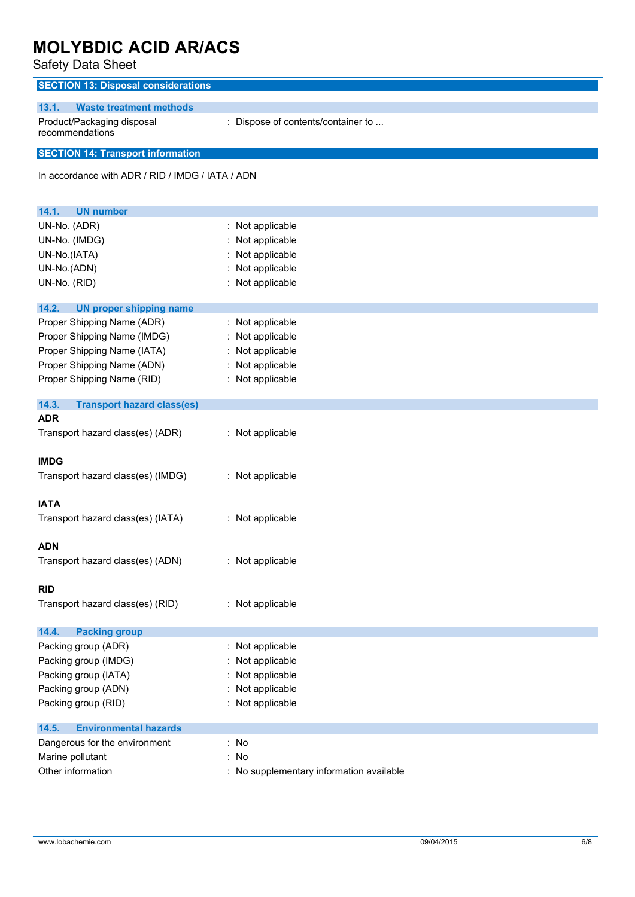## SECTION 13: Disposal considerations

### 13.1. Waste treatment methods

Product/Packaging disposal recommendations : Dispose of contents/container to ...

## SECTION 14: Transport information

In accordance with ADR / RID / IMDG / IATA / ADN

### 14.1. UN number

UN-No. (ADR) : Not applicable
UN-No. (IMDG) : Not applicable
UN-No.(IATA) : Not applicable
UN-No.(ADN) : Not applicable
UN-No. (RID) : Not applicable

### 14.2. UN proper shipping name

Proper Shipping Name (ADR) : Not applicable
Proper Shipping Name (IMDG) : Not applicable
Proper Shipping Name (IATA) : Not applicable
Proper Shipping Name (ADN) : Not applicable
Proper Shipping Name (RID) : Not applicable

### 14.3. Transport hazard class(es)

**ADR**

Transport hazard class(es) (ADR) : Not applicable

**IMDG**

Transport hazard class(es) (IMDG) : Not applicable

**IATA**

Transport hazard class(es) (IATA) : Not applicable

**ADN**

Transport hazard class(es) (ADN) : Not applicable

**RID**

Transport hazard class(es) (RID) : Not applicable

### 14.4. Packing group

Packing group (ADR) : Not applicable
Packing group (IMDG) : Not applicable
Packing group (IATA) : Not applicable
Packing group (ADN) : Not applicable
Packing group (RID) : Not applicable

### 14.5. Environmental hazards

Dangerous for the environment : No
Marine pollutant : No
Other information : No supplementary information available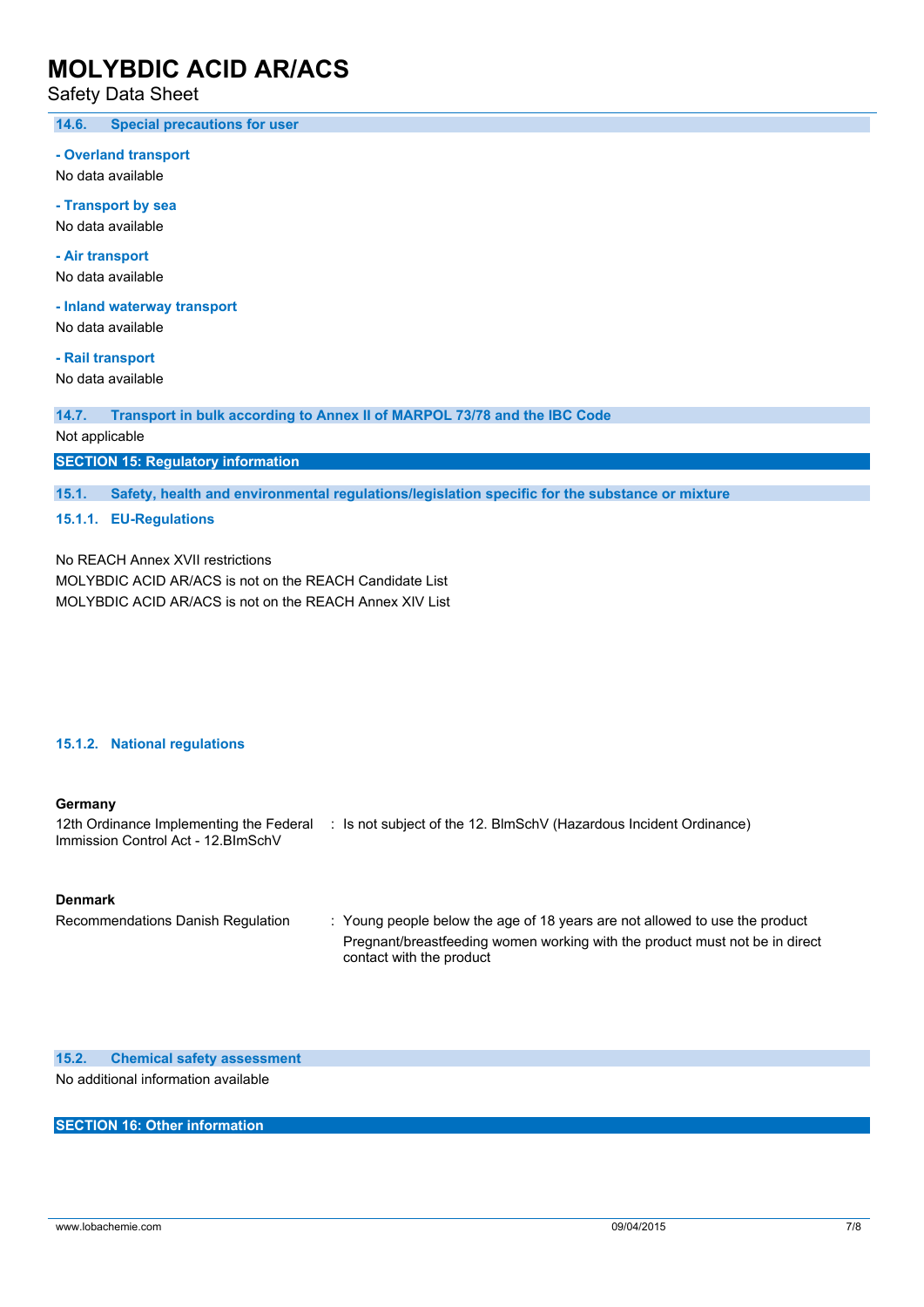### 14.6. Special precautions for user

**- Overland transport**

No data available

**- Transport by sea**

No data available

**- Air transport**

No data available

**- Inland waterway transport**

No data available

**- Rail transport**

No data available

### 14.7. Transport in bulk according to Annex II of MARPOL 73/78 and the IBC Code

Not applicable

## SECTION 15: Regulatory information

### 15.1. Safety, health and environmental regulations/legislation specific for the substance or mixture

#### 15.1.1. EU-Regulations

No REACH Annex XVII restrictions

MOLYBDIC ACID AR/ACS is not on the REACH Candidate List

MOLYBDIC ACID AR/ACS is not on the REACH Annex XIV List

#### 15.1.2. National regulations

**Germany**

12th Ordinance Implementing the Federal Immission Control Act - 12.BImSchV : Is not subject of the 12. BlmSchV (Hazardous Incident Ordinance)

**Denmark**

Recommendations Danish Regulation : Young people below the age of 18 years are not allowed to use the product

Pregnant/breastfeeding women working with the product must not be in direct contact with the product

### 15.2. Chemical safety assessment

No additional information available

## SECTION 16: Other information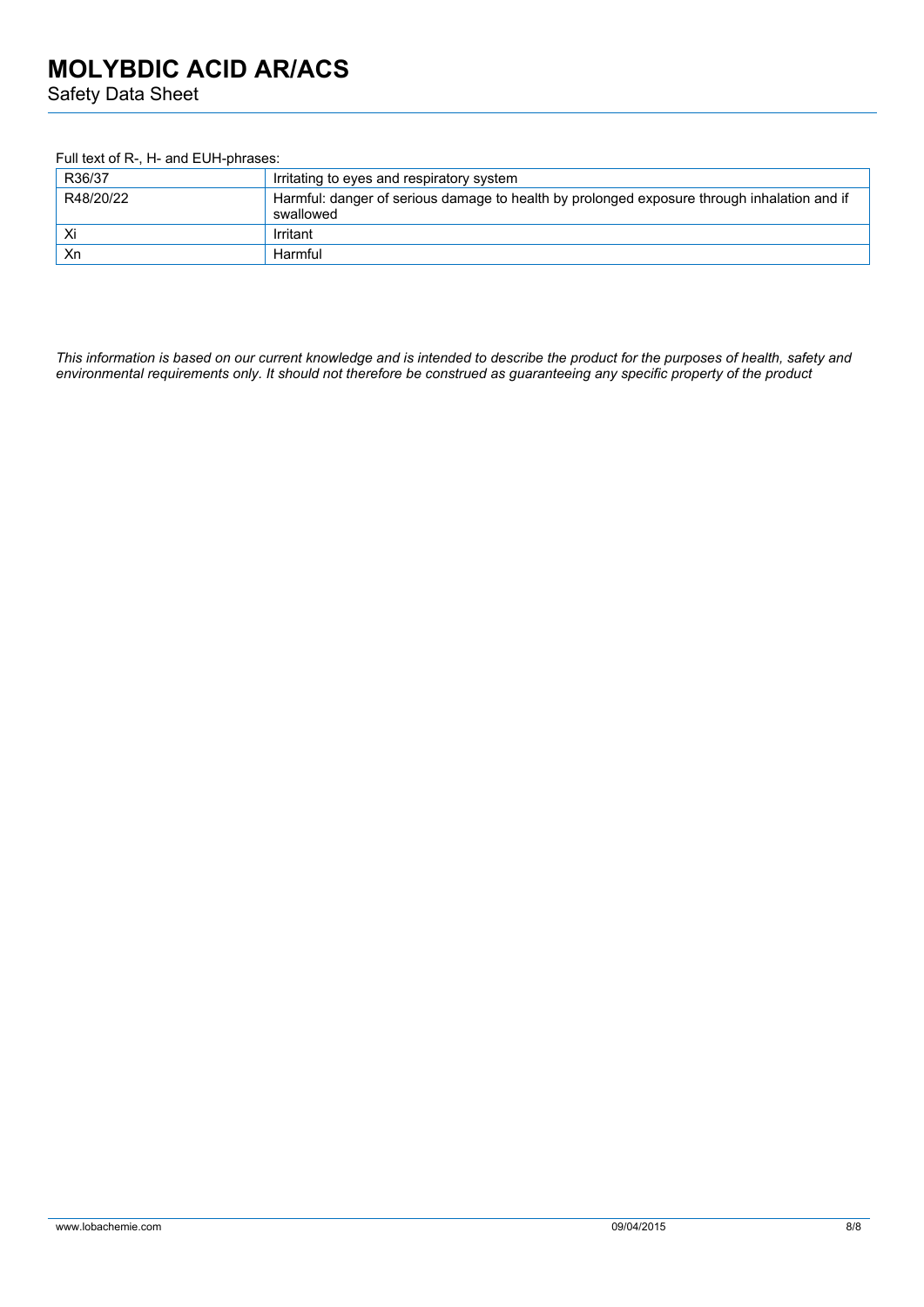Full text of R-, H- and EUH-phrases:

| | |
|---|---|
| R36/37 | Irritating to eyes and respiratory system |
| R48/20/22 | Harmful: danger of serious damage to health by prolonged exposure through inhalation and if swallowed |
| Xi | Irritant |
| Xn | Harmful |

*This information is based on our current knowledge and is intended to describe the product for the purposes of health, safety and environmental requirements only. It should not therefore be construed as guaranteeing any specific property of the product*